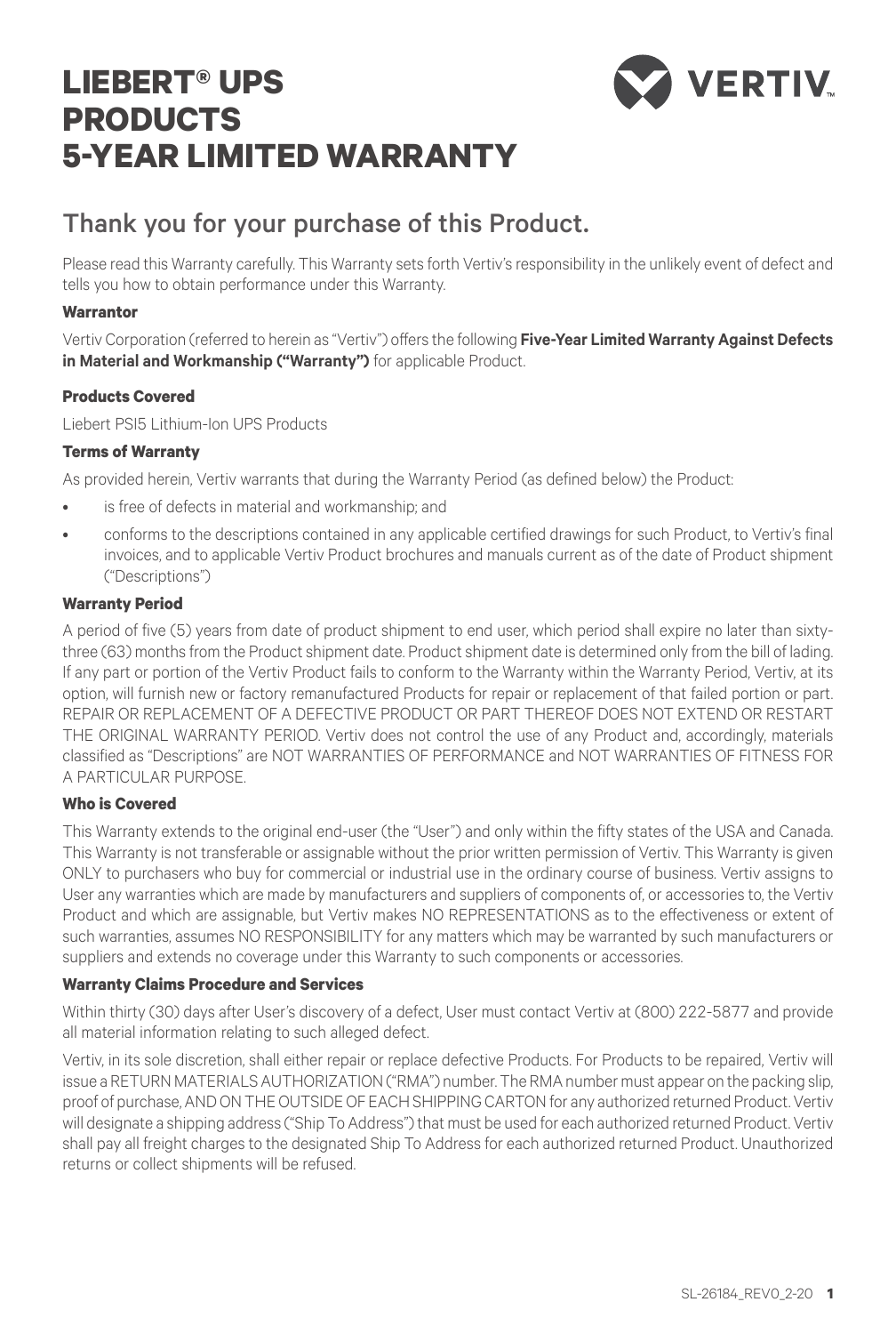# LIEBERT® UPS PRODUCTS 5-YEAR LIMITED WARRANTY

VERTIV

## Thank you for your purchase of this Product.

Please read this Warranty carefully. This Warranty sets forth Vertiv's responsibility in the unlikely event of defect and tells you how to obtain performance under this Warranty.

### Warrantor

Vertiv Corporation (referred to herein as "Vertiv") offers the following **Five-Year Limited Warranty Against Defects in Material and Workmanship ("Warranty")** for applicable Product.

### Products Covered

Liebert PSI5 Lithium-Ion UPS Products

### Terms of Warranty

As provided herein, Vertiv warrants that during the Warranty Period (as defined below) the Product:

- is free of defects in material and workmanship; and
- conforms to the descriptions contained in any applicable certified drawings for such Product, to Vertiv's final invoices, and to applicable Vertiv Product brochures and manuals current as of the date of Product shipment ("Descriptions")

### Warranty Period

A period of five (5) years from date of product shipment to end user, which period shall expire no later than sixty-three (63) months from the Product shipment date. Product shipment date is determined only from the bill of lading. If any part or portion of the Vertiv Product fails to conform to the Warranty within the Warranty Period, Vertiv, at its option, will furnish new or factory remanufactured Products for repair or replacement of that failed portion or part. REPAIR OR REPLACEMENT OF A DEFECTIVE PRODUCT OR PART THEREOF DOES NOT EXTEND OR RESTART THE ORIGINAL WARRANTY PERIOD. Vertiv does not control the use of any Product and, accordingly, materials classified as "Descriptions" are NOT WARRANTIES OF PERFORMANCE and NOT WARRANTIES OF FITNESS FOR A PARTICULAR PURPOSE.

### Who is Covered

This Warranty extends to the original end-user (the "User") and only within the fifty states of the USA and Canada. This Warranty is not transferable or assignable without the prior written permission of Vertiv. This Warranty is given ONLY to purchasers who buy for commercial or industrial use in the ordinary course of business. Vertiv assigns to User any warranties which are made by manufacturers and suppliers of components of, or accessories to, the Vertiv Product and which are assignable, but Vertiv makes NO REPRESENTATIONS as to the effectiveness or extent of such warranties, assumes NO RESPONSIBILITY for any matters which may be warranted by such manufacturers or suppliers and extends no coverage under this Warranty to such components or accessories.

### Warranty Claims Procedure and Services

Within thirty (30) days after User's discovery of a defect, User must contact Vertiv at (800) 222-5877 and provide all material information relating to such alleged defect.

Vertiv, in its sole discretion, shall either repair or replace defective Products. For Products to be repaired, Vertiv will issue a RETURN MATERIALS AUTHORIZATION ("RMA") number. The RMA number must appear on the packing slip, proof of purchase, AND ON THE OUTSIDE OF EACH SHIPPING CARTON for any authorized returned Product. Vertiv will designate a shipping address ("Ship To Address") that must be used for each authorized returned Product. Vertiv shall pay all freight charges to the designated Ship To Address for each authorized returned Product. Unauthorized returns or collect shipments will be refused.

SL-26184_REV0_2-20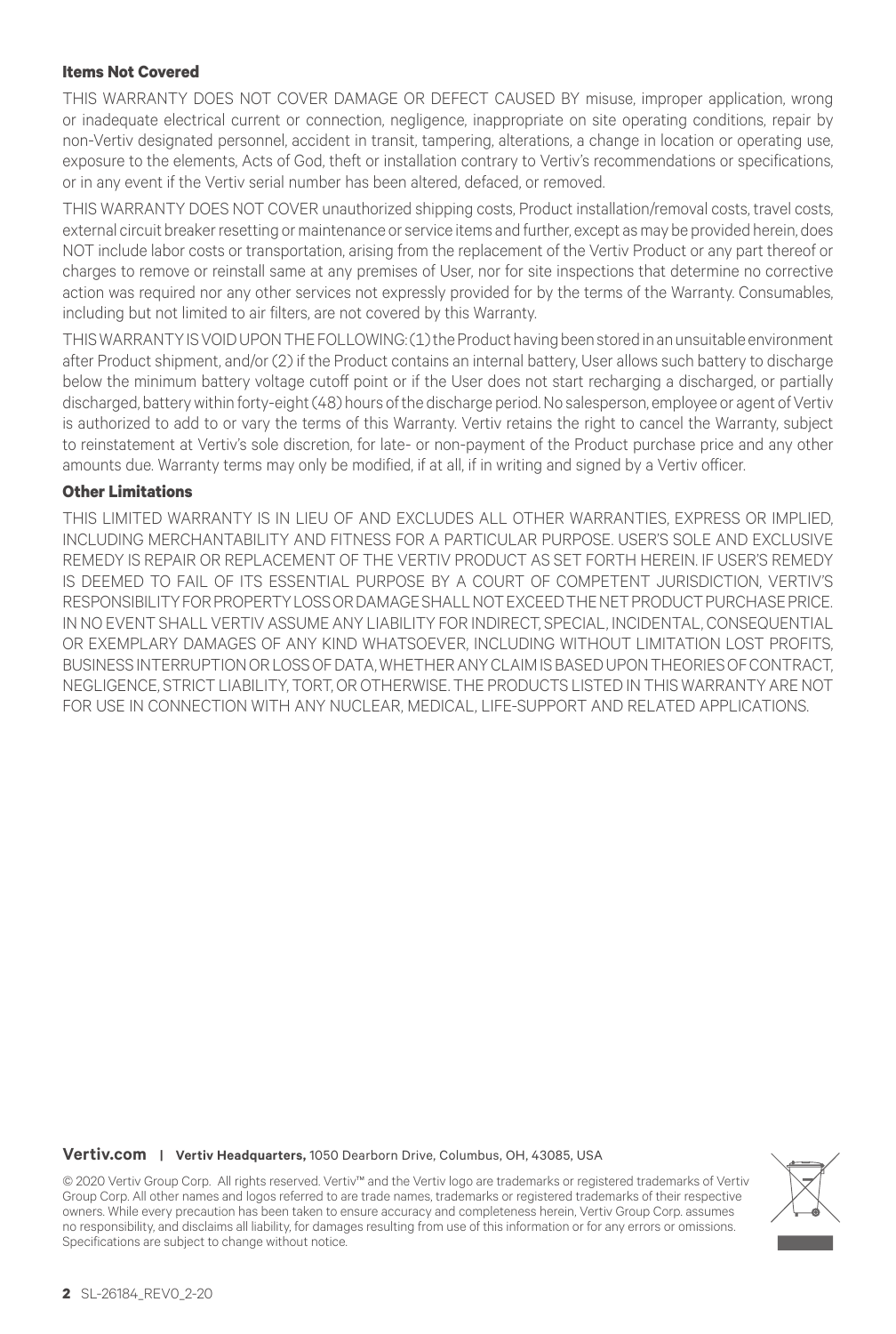**Items Not Covered**

THIS WARRANTY DOES NOT COVER DAMAGE OR DEFECT CAUSED BY misuse, improper application, wrong or inadequate electrical current or connection, negligence, inappropriate on site operating conditions, repair by non-Vertiv designated personnel, accident in transit, tampering, alterations, a change in location or operating use, exposure to the elements, Acts of God, theft or installation contrary to Vertiv's recommendations or specifications, or in any event if the Vertiv serial number has been altered, defaced, or removed.

THIS WARRANTY DOES NOT COVER unauthorized shipping costs, Product installation/removal costs, travel costs, external circuit breaker resetting or maintenance or service items and further, except as may be provided herein, does NOT include labor costs or transportation, arising from the replacement of the Vertiv Product or any part thereof or charges to remove or reinstall same at any premises of User, nor for site inspections that determine no corrective action was required nor any other services not expressly provided for by the terms of the Warranty. Consumables, including but not limited to air filters, are not covered by this Warranty.

THIS WARRANTY IS VOID UPON THE FOLLOWING: (1) the Product having been stored in an unsuitable environment after Product shipment, and/or (2) if the Product contains an internal battery, User allows such battery to discharge below the minimum battery voltage cutoff point or if the User does not start recharging a discharged, or partially discharged, battery within forty-eight (48) hours of the discharge period. No salesperson, employee or agent of Vertiv is authorized to add to or vary the terms of this Warranty. Vertiv retains the right to cancel the Warranty, subject to reinstatement at Vertiv's sole discretion, for late- or non-payment of the Product purchase price and any other amounts due. Warranty terms may only be modified, if at all, if in writing and signed by a Vertiv officer.

**Other Limitations**

THIS LIMITED WARRANTY IS IN LIEU OF AND EXCLUDES ALL OTHER WARRANTIES, EXPRESS OR IMPLIED, INCLUDING MERCHANTABILITY AND FITNESS FOR A PARTICULAR PURPOSE. USER'S SOLE AND EXCLUSIVE REMEDY IS REPAIR OR REPLACEMENT OF THE VERTIV PRODUCT AS SET FORTH HEREIN. IF USER'S REMEDY IS DEEMED TO FAIL OF ITS ESSENTIAL PURPOSE BY A COURT OF COMPETENT JURISDICTION, VERTIV'S RESPONSIBILITY FOR PROPERTY LOSS OR DAMAGE SHALL NOT EXCEED THE NET PRODUCT PURCHASE PRICE. IN NO EVENT SHALL VERTIV ASSUME ANY LIABILITY FOR INDIRECT, SPECIAL, INCIDENTAL, CONSEQUENTIAL OR EXEMPLARY DAMAGES OF ANY KIND WHATSOEVER, INCLUDING WITHOUT LIMITATION LOST PROFITS, BUSINESS INTERRUPTION OR LOSS OF DATA, WHETHER ANY CLAIM IS BASED UPON THEORIES OF CONTRACT, NEGLIGENCE, STRICT LIABILITY, TORT, OR OTHERWISE. THE PRODUCTS LISTED IN THIS WARRANTY ARE NOT FOR USE IN CONNECTION WITH ANY NUCLEAR, MEDICAL, LIFE-SUPPORT AND RELATED APPLICATIONS.

**Vertiv.com** | **Vertiv Headquarters,** 1050 Dearborn Drive, Columbus, OH, 43085, USA

© 2020 Vertiv Group Corp. All rights reserved. Vertiv™ and the Vertiv logo are trademarks or registered trademarks of Vertiv Group Corp. All other names and logos referred to are trade names, trademarks or registered trademarks of their respective owners. While every precaution has been taken to ensure accuracy and completeness herein, Vertiv Group Corp. assumes no responsibility, and disclaims all liability, for damages resulting from use of this information or for any errors or omissions. Specifications are subject to change without notice.

SL-26184_REV0_2-20